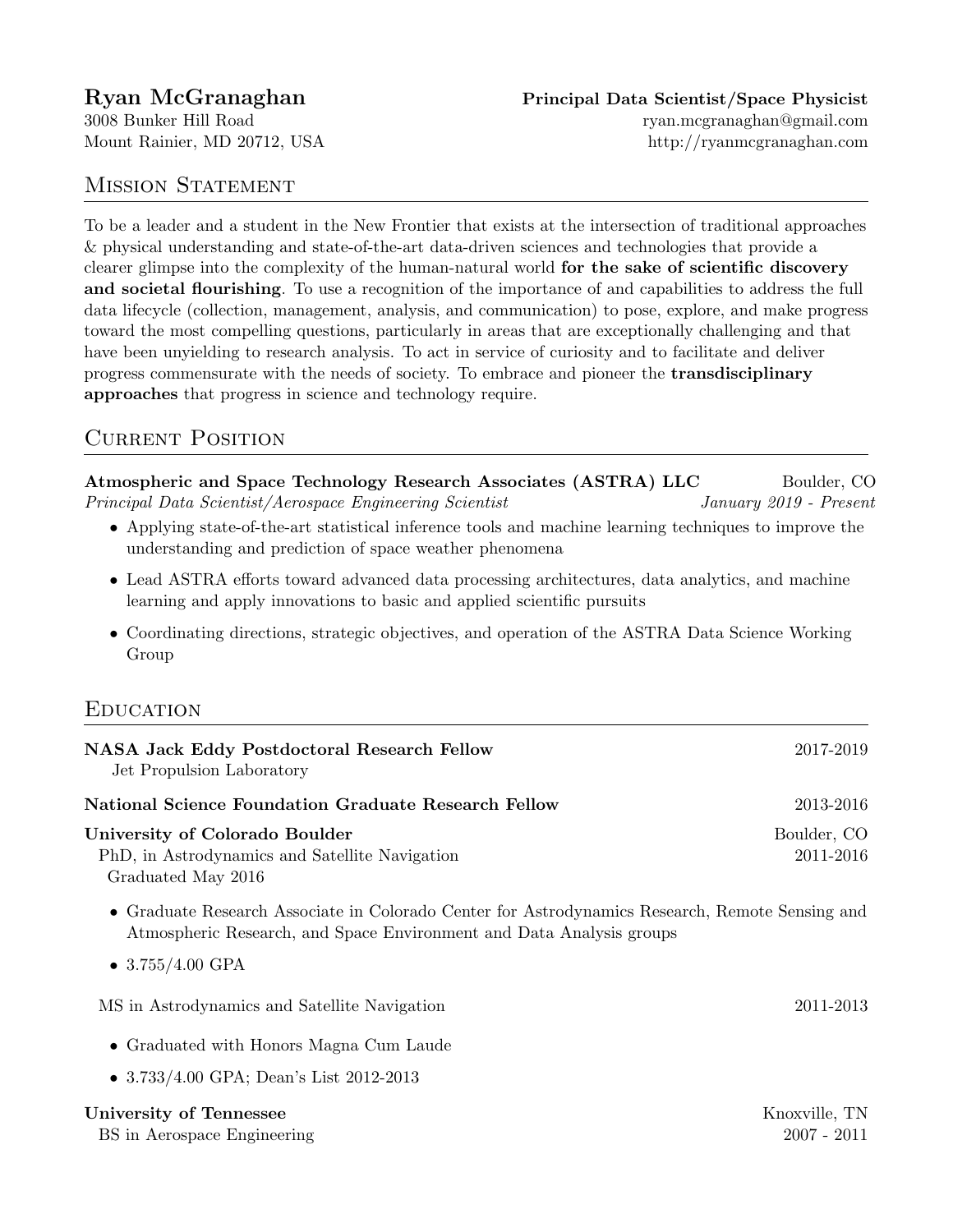# Ryan McGranaghan

**Principal Data Scientist/Space Physicist**

3008 Bunker Hill Road
Mount Rainier, MD 20712, USA

ryan.mcgranaghan@gmail.com
http://ryanmcgranaghan.com

## Mission Statement

To be a leader and a student in the New Frontier that exists at the intersection of traditional approaches & physical understanding and state-of-the-art data-driven sciences and technologies that provide a clearer glimpse into the complexity of the human-natural world **for the sake of scientific discovery and societal flourishing**. To use a recognition of the importance of and capabilities to address the full data lifecycle (collection, management, analysis, and communication) to pose, explore, and make progress toward the most compelling questions, particularly in areas that are exceptionally challenging and that have been unyielding to research analysis. To act in service of curiosity and to facilitate and deliver progress commensurate with the needs of society. To embrace and pioneer the **transdisciplinary approaches** that progress in science and technology require.

## Current Position

**Atmospheric and Space Technology Research Associates (ASTRA) LLC** — Boulder, CO
*Principal Data Scientist/Aerospace Engineering Scientist* — *January 2019 - Present*

- Applying state-of-the-art statistical inference tools and machine learning techniques to improve the understanding and prediction of space weather phenomena
- Lead ASTRA efforts toward advanced data processing architectures, data analytics, and machine learning and apply innovations to basic and applied scientific pursuits
- Coordinating directions, strategic objectives, and operation of the ASTRA Data Science Working Group

## Education

**NASA Jack Eddy Postdoctoral Research Fellow** — 2017-2019
Jet Propulsion Laboratory

**National Science Foundation Graduate Research Fellow** — 2013-2016

**University of Colorado Boulder** — Boulder, CO
PhD, in Astrodynamics and Satellite Navigation — 2011-2016
Graduated May 2016

- Graduate Research Associate in Colorado Center for Astrodynamics Research, Remote Sensing and Atmospheric Research, and Space Environment and Data Analysis groups
- 3.755/4.00 GPA

MS in Astrodynamics and Satellite Navigation — 2011-2013

- Graduated with Honors Magna Cum Laude
- 3.733/4.00 GPA; Dean's List 2012-2013

**University of Tennessee** — Knoxville, TN
BS in Aerospace Engineering — 2007 - 2011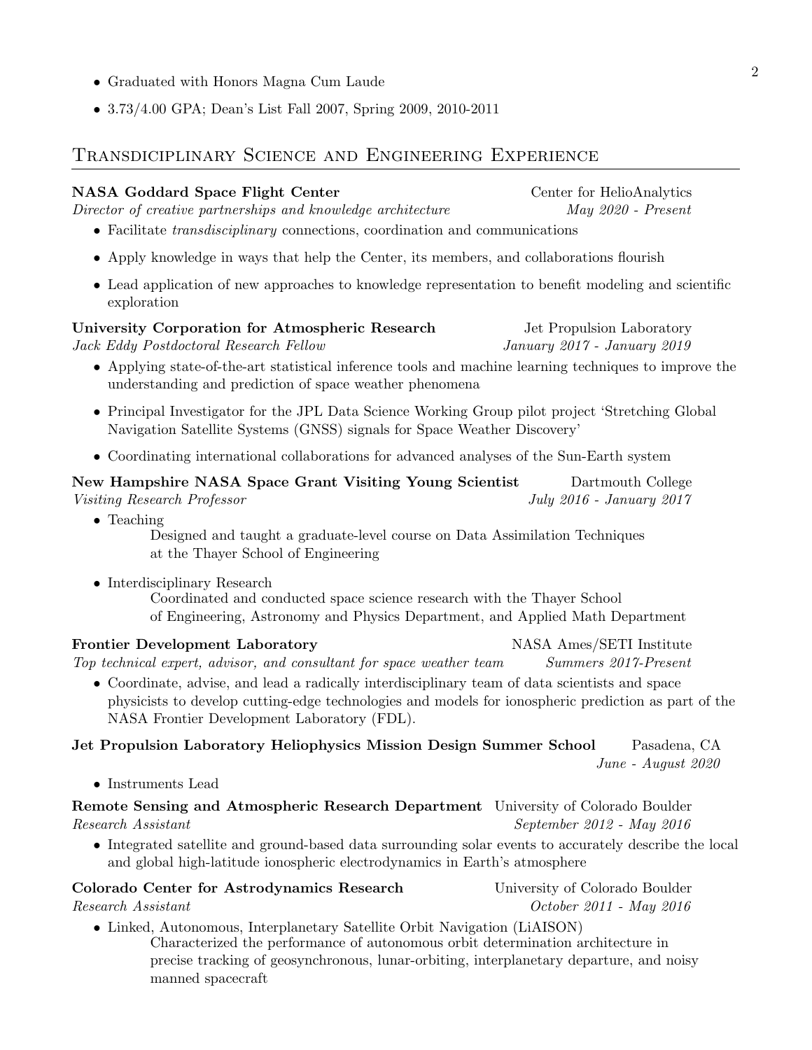- Graduated with Honors Magna Cum Laude
- 3.73/4.00 GPA; Dean's List Fall 2007, Spring 2009, 2010-2011

## Transdisciplinary Science and Engineering Experience

**NASA Goddard Space Flight Center** — Center for HelioAnalytics
*Director of creative partnerships and knowledge architecture* — *May 2020 - Present*

- Facilitate *transdisciplinary* connections, coordination and communications
- Apply knowledge in ways that help the Center, its members, and collaborations flourish
- Lead application of new approaches to knowledge representation to benefit modeling and scientific exploration

**University Corporation for Atmospheric Research** — Jet Propulsion Laboratory
*Jack Eddy Postdoctoral Research Fellow* — *January 2017 - January 2019*

- Applying state-of-the-art statistical inference tools and machine learning techniques to improve the understanding and prediction of space weather phenomena
- Principal Investigator for the JPL Data Science Working Group pilot project 'Stretching Global Navigation Satellite Systems (GNSS) signals for Space Weather Discovery'
- Coordinating international collaborations for advanced analyses of the Sun-Earth system

**New Hampshire NASA Space Grant Visiting Young Scientist** — Dartmouth College
*Visiting Research Professor* — *July 2016 - January 2017*

- Teaching
  Designed and taught a graduate-level course on Data Assimilation Techniques at the Thayer School of Engineering
- Interdisciplinary Research
  Coordinated and conducted space science research with the Thayer School of Engineering, Astronomy and Physics Department, and Applied Math Department

**Frontier Development Laboratory** — NASA Ames/SETI Institute
*Top technical expert, advisor, and consultant for space weather team* — *Summers 2017-Present*

- Coordinate, advise, and lead a radically interdisciplinary team of data scientists and space physicists to develop cutting-edge technologies and models for ionospheric prediction as part of the NASA Frontier Development Laboratory (FDL).

**Jet Propulsion Laboratory Heliophysics Mission Design Summer School** — Pasadena, CA
*June - August 2020*

- Instruments Lead

**Remote Sensing and Atmospheric Research Department** — University of Colorado Boulder
*Research Assistant* — *September 2012 - May 2016*

- Integrated satellite and ground-based data surrounding solar events to accurately describe the local and global high-latitude ionospheric electrodynamics in Earth's atmosphere

**Colorado Center for Astrodynamics Research** — University of Colorado Boulder
*Research Assistant* — *October 2011 - May 2016*

- Linked, Autonomous, Interplanetary Satellite Orbit Navigation (LiAISON)
  Characterized the performance of autonomous orbit determination architecture in precise tracking of geosynchronous, lunar-orbiting, interplanetary departure, and noisy manned spacecraft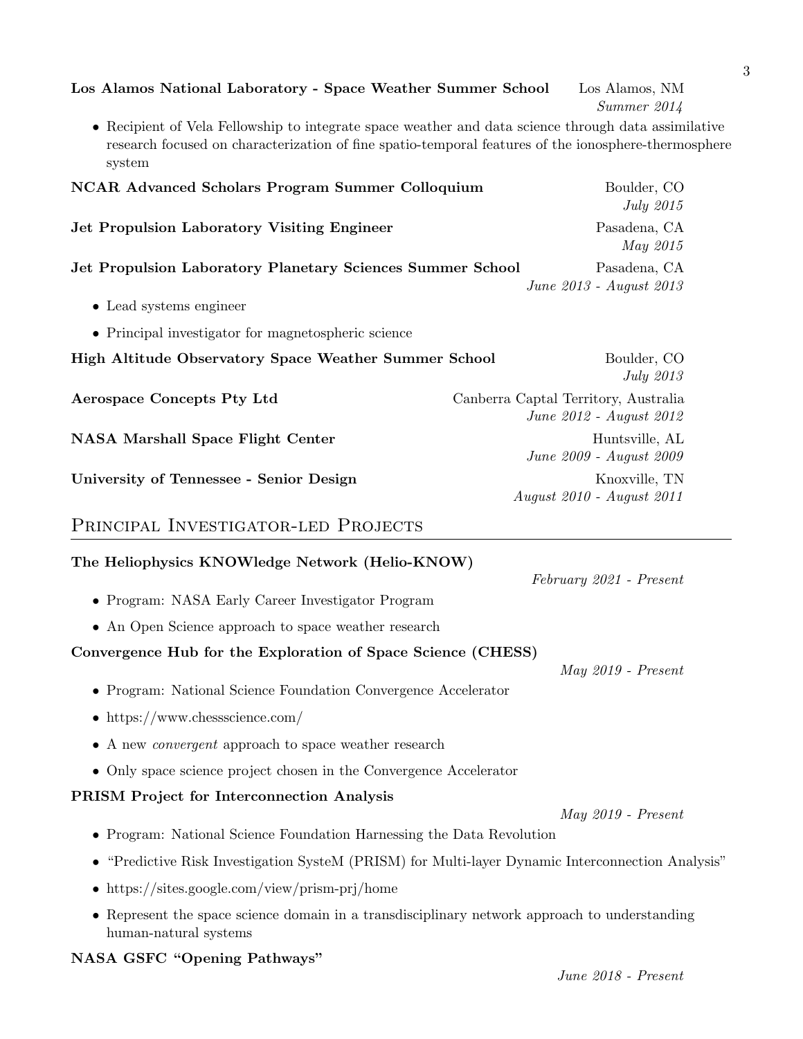**Los Alamos National Laboratory - Space Weather Summer School** Los Alamos, NM
*Summer 2014*

- Recipient of Vela Fellowship to integrate space weather and data science through data assimilative research focused on characterization of fine spatio-temporal features of the ionosphere-thermosphere system

**NCAR Advanced Scholars Program Summer Colloquium** Boulder, CO
*July 2015*

**Jet Propulsion Laboratory Visiting Engineer** Pasadena, CA
*May 2015*

**Jet Propulsion Laboratory Planetary Sciences Summer School** Pasadena, CA
*June 2013 - August 2013*

- Lead systems engineer
- Principal investigator for magnetospheric science

**High Altitude Observatory Space Weather Summer School** Boulder, CO
*July 2013*

**Aerospace Concepts Pty Ltd** Canberra Captal Territory, Australia
*June 2012 - August 2012*

**NASA Marshall Space Flight Center** Huntsville, AL
*June 2009 - August 2009*

**University of Tennessee - Senior Design** Knoxville, TN
*August 2010 - August 2011*

## Principal Investigator-led Projects

**The Heliophysics KNOWledge Network (Helio-KNOW)**
*February 2021 - Present*

- Program: NASA Early Career Investigator Program
- An Open Science approach to space weather research

**Convergence Hub for the Exploration of Space Science (CHESS)**
*May 2019 - Present*

- Program: National Science Foundation Convergence Accelerator
- https://www.chessscience.com/
- A new *convergent* approach to space weather research
- Only space science project chosen in the Convergence Accelerator

**PRISM Project for Interconnection Analysis**
*May 2019 - Present*

- Program: National Science Foundation Harnessing the Data Revolution
- "Predictive Risk Investigation SysteM (PRISM) for Multi-layer Dynamic Interconnection Analysis"
- https://sites.google.com/view/prism-prj/home
- Represent the space science domain in a transdisciplinary network approach to understanding human-natural systems

**NASA GSFC "Opening Pathways"**
*June 2018 - Present*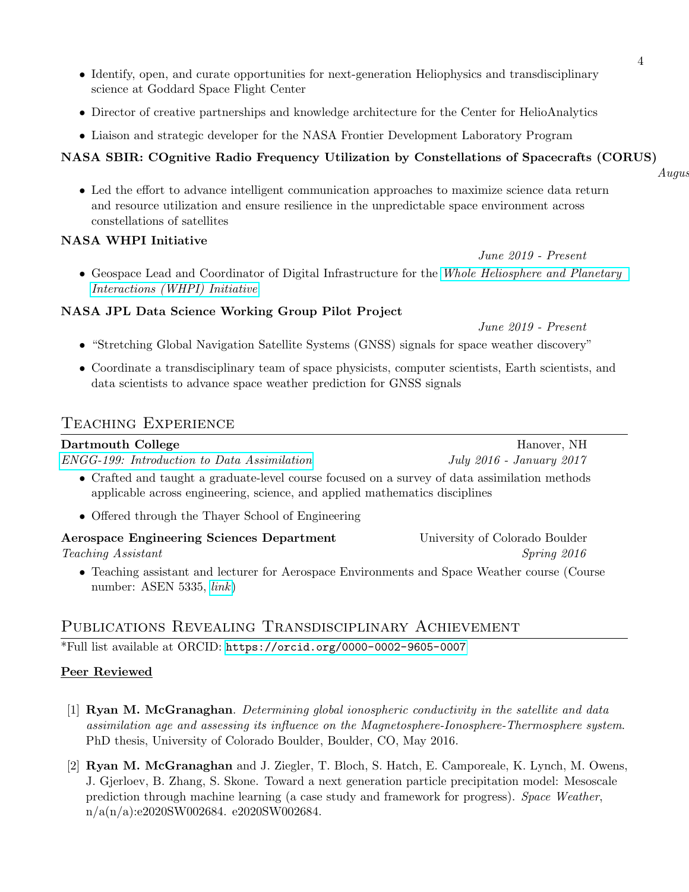- Identify, open, and curate opportunities for next-generation Heliophysics and transdisciplinary science at Goddard Space Flight Center
- Director of creative partnerships and knowledge architecture for the Center for HelioAnalytics
- Liaison and strategic developer for the NASA Frontier Development Laboratory Program

**NASA SBIR: COgnitive Radio Frequency Utilization by Constellations of Spacecrafts (CORUS)**

*Augus*

- Led the effort to advance intelligent communication approaches to maximize science data return and resource utilization and ensure resilience in the unpredictable space environment across constellations of satellites

**NASA WHPI Initiative**

*June 2019 - Present*

- Geospace Lead and Coordinator of Digital Infrastructure for the *Whole Heliosphere and Planetary Interactions (WHPI) Initiative*

**NASA JPL Data Science Working Group Pilot Project**

*June 2019 - Present*

- "Stretching Global Navigation Satellite Systems (GNSS) signals for space weather discovery"
- Coordinate a transdisciplinary team of space physicists, computer scientists, Earth scientists, and data scientists to advance space weather prediction for GNSS signals

## Teaching Experience

**Dartmouth College** — Hanover, NH

*ENGG-199: Introduction to Data Assimilation* — *July 2016 - January 2017*

- Crafted and taught a graduate-level course focused on a survey of data assimilation methods applicable across engineering, science, and applied mathematics disciplines
- Offered through the Thayer School of Engineering

**Aerospace Engineering Sciences Department** — University of Colorado Boulder

*Teaching Assistant* — *Spring 2016*

- Teaching assistant and lecturer for Aerospace Environments and Space Weather course (Course number: ASEN 5335, *link*)

## Publications Revealing Transdisciplinary Achievement

*Full list available at ORCID: `https://orcid.org/0000-0002-9605-0007`

**Peer Reviewed**

[1] **Ryan M. McGranaghan**. *Determining global ionospheric conductivity in the satellite and data assimilation age and assessing its influence on the Magnetosphere-Ionosphere-Thermosphere system*. PhD thesis, University of Colorado Boulder, Boulder, CO, May 2016.

[2] **Ryan M. McGranaghan** and J. Ziegler, T. Bloch, S. Hatch, E. Camporeale, K. Lynch, M. Owens, J. Gjerloev, B. Zhang, S. Skone. Toward a next generation particle precipitation model: Mesoscale prediction through machine learning (a case study and framework for progress). *Space Weather*, n/a(n/a):e2020SW002684. e2020SW002684.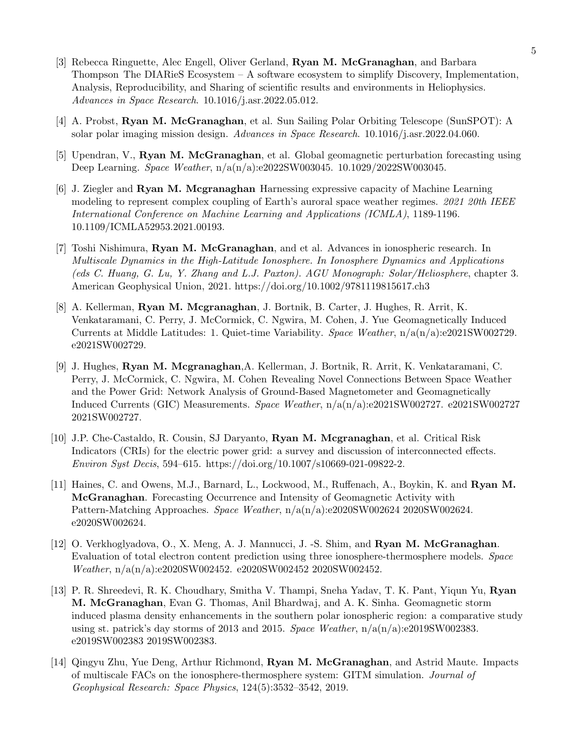[3] Rebecca Ringuette, Alec Engell, Oliver Gerland, **Ryan M. McGranaghan**, and Barbara Thompson The DIARieS Ecosystem – A software ecosystem to simplify Discovery, Implementation, Analysis, Reproducibility, and Sharing of scientific results and environments in Heliophysics. *Advances in Space Research*. 10.1016/j.asr.2022.05.012.

[4] A. Probst, **Ryan M. McGranaghan**, et al. Sun Sailing Polar Orbiting Telescope (SunSPOT): A solar polar imaging mission design. *Advances in Space Research*. 10.1016/j.asr.2022.04.060.

[5] Upendran, V., **Ryan M. McGranaghan**, et al. Global geomagnetic perturbation forecasting using Deep Learning. *Space Weather*, n/a(n/a):e2022SW003045. 10.1029/2022SW003045.

[6] J. Ziegler and **Ryan M. Mcgranaghan** Harnessing expressive capacity of Machine Learning modeling to represent complex coupling of Earth's auroral space weather regimes. *2021 20th IEEE International Conference on Machine Learning and Applications (ICMLA)*, 1189-1196. 10.1109/ICMLA52953.2021.00193.

[7] Toshi Nishimura, **Ryan M. McGranaghan**, and et al. Advances in ionospheric research. In *Multiscale Dynamics in the High-Latitude Ionosphere. In Ionosphere Dynamics and Applications (eds C. Huang, G. Lu, Y. Zhang and L.J. Paxton). AGU Monograph: Solar/Heliosphere*, chapter 3. American Geophysical Union, 2021. https://doi.org/10.1002/9781119815617.ch3

[8] A. Kellerman, **Ryan M. Mcgranaghan**, J. Bortnik, B. Carter, J. Hughes, R. Arrit, K. Venkataramani, C. Perry, J. McCormick, C. Ngwira, M. Cohen, J. Yue Geomagnetically Induced Currents at Middle Latitudes: 1. Quiet-time Variability. *Space Weather*, n/a(n/a):e2021SW002729. e2021SW002729.

[9] J. Hughes, **Ryan M. Mcgranaghan**,A. Kellerman, J. Bortnik, R. Arrit, K. Venkataramani, C. Perry, J. McCormick, C. Ngwira, M. Cohen Revealing Novel Connections Between Space Weather and the Power Grid: Network Analysis of Ground-Based Magnetometer and Geomagnetically Induced Currents (GIC) Measurements. *Space Weather*, n/a(n/a):e2021SW002727. e2021SW002727 2021SW002727.

[10] J.P. Che-Castaldo, R. Cousin, SJ Daryanto, **Ryan M. Mcgranaghan**, et al. Critical Risk Indicators (CRIs) for the electric power grid: a survey and discussion of interconnected effects. *Environ Syst Decis*, 594–615. https://doi.org/10.1007/s10669-021-09822-2.

[11] Haines, C. and Owens, M.J., Barnard, L., Lockwood, M., Ruffenach, A., Boykin, K. and **Ryan M. McGranaghan**. Forecasting Occurrence and Intensity of Geomagnetic Activity with Pattern-Matching Approaches. *Space Weather*, n/a(n/a):e2020SW002624 2020SW002624. e2020SW002624.

[12] O. Verkhoglyadova, O., X. Meng, A. J. Mannucci, J. -S. Shim, and **Ryan M. McGranaghan**. Evaluation of total electron content prediction using three ionosphere-thermosphere models. *Space Weather*, n/a(n/a):e2020SW002452. e2020SW002452 2020SW002452.

[13] P. R. Shreedevi, R. K. Choudhary, Smitha V. Thampi, Sneha Yadav, T. K. Pant, Yiqun Yu, **Ryan M. McGranaghan**, Evan G. Thomas, Anil Bhardwaj, and A. K. Sinha. Geomagnetic storm induced plasma density enhancements in the southern polar ionospheric region: a comparative study using st. patrick's day storms of 2013 and 2015. *Space Weather*, n/a(n/a):e2019SW002383. e2019SW002383 2019SW002383.

[14] Qingyu Zhu, Yue Deng, Arthur Richmond, **Ryan M. McGranaghan**, and Astrid Maute. Impacts of multiscale FACs on the ionosphere-thermosphere system: GITM simulation. *Journal of Geophysical Research: Space Physics*, 124(5):3532–3542, 2019.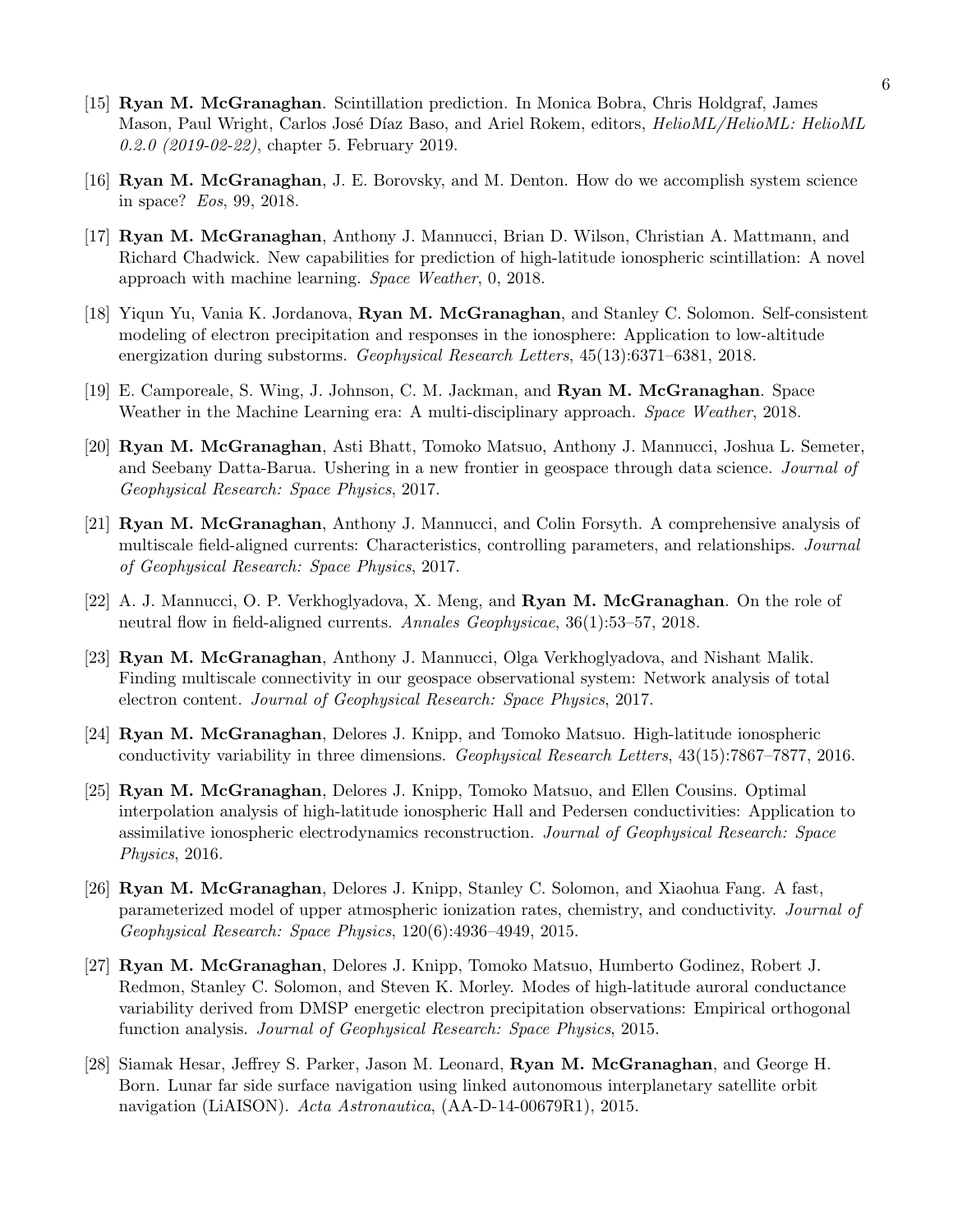[15] **Ryan M. McGranaghan**. Scintillation prediction. In Monica Bobra, Chris Holdgraf, James Mason, Paul Wright, Carlos José Díaz Baso, and Ariel Rokem, editors, *HelioML/HelioML: HelioML 0.2.0 (2019-02-22)*, chapter 5. February 2019.

[16] **Ryan M. McGranaghan**, J. E. Borovsky, and M. Denton. How do we accomplish system science in space? *Eos*, 99, 2018.

[17] **Ryan M. McGranaghan**, Anthony J. Mannucci, Brian D. Wilson, Christian A. Mattmann, and Richard Chadwick. New capabilities for prediction of high-latitude ionospheric scintillation: A novel approach with machine learning. *Space Weather*, 0, 2018.

[18] Yiqun Yu, Vania K. Jordanova, **Ryan M. McGranaghan**, and Stanley C. Solomon. Self-consistent modeling of electron precipitation and responses in the ionosphere: Application to low-altitude energization during substorms. *Geophysical Research Letters*, 45(13):6371–6381, 2018.

[19] E. Camporeale, S. Wing, J. Johnson, C. M. Jackman, and **Ryan M. McGranaghan**. Space Weather in the Machine Learning era: A multi-disciplinary approach. *Space Weather*, 2018.

[20] **Ryan M. McGranaghan**, Asti Bhatt, Tomoko Matsuo, Anthony J. Mannucci, Joshua L. Semeter, and Seebany Datta-Barua. Ushering in a new frontier in geospace through data science. *Journal of Geophysical Research: Space Physics*, 2017.

[21] **Ryan M. McGranaghan**, Anthony J. Mannucci, and Colin Forsyth. A comprehensive analysis of multiscale field-aligned currents: Characteristics, controlling parameters, and relationships. *Journal of Geophysical Research: Space Physics*, 2017.

[22] A. J. Mannucci, O. P. Verkhoglyadova, X. Meng, and **Ryan M. McGranaghan**. On the role of neutral flow in field-aligned currents. *Annales Geophysicae*, 36(1):53–57, 2018.

[23] **Ryan M. McGranaghan**, Anthony J. Mannucci, Olga Verkhoglyadova, and Nishant Malik. Finding multiscale connectivity in our geospace observational system: Network analysis of total electron content. *Journal of Geophysical Research: Space Physics*, 2017.

[24] **Ryan M. McGranaghan**, Delores J. Knipp, and Tomoko Matsuo. High-latitude ionospheric conductivity variability in three dimensions. *Geophysical Research Letters*, 43(15):7867–7877, 2016.

[25] **Ryan M. McGranaghan**, Delores J. Knipp, Tomoko Matsuo, and Ellen Cousins. Optimal interpolation analysis of high-latitude ionospheric Hall and Pedersen conductivities: Application to assimilative ionospheric electrodynamics reconstruction. *Journal of Geophysical Research: Space Physics*, 2016.

[26] **Ryan M. McGranaghan**, Delores J. Knipp, Stanley C. Solomon, and Xiaohua Fang. A fast, parameterized model of upper atmospheric ionization rates, chemistry, and conductivity. *Journal of Geophysical Research: Space Physics*, 120(6):4936–4949, 2015.

[27] **Ryan M. McGranaghan**, Delores J. Knipp, Tomoko Matsuo, Humberto Godinez, Robert J. Redmon, Stanley C. Solomon, and Steven K. Morley. Modes of high-latitude auroral conductance variability derived from DMSP energetic electron precipitation observations: Empirical orthogonal function analysis. *Journal of Geophysical Research: Space Physics*, 2015.

[28] Siamak Hesar, Jeffrey S. Parker, Jason M. Leonard, **Ryan M. McGranaghan**, and George H. Born. Lunar far side surface navigation using linked autonomous interplanetary satellite orbit navigation (LiAISON). *Acta Astronautica*, (AA-D-14-00679R1), 2015.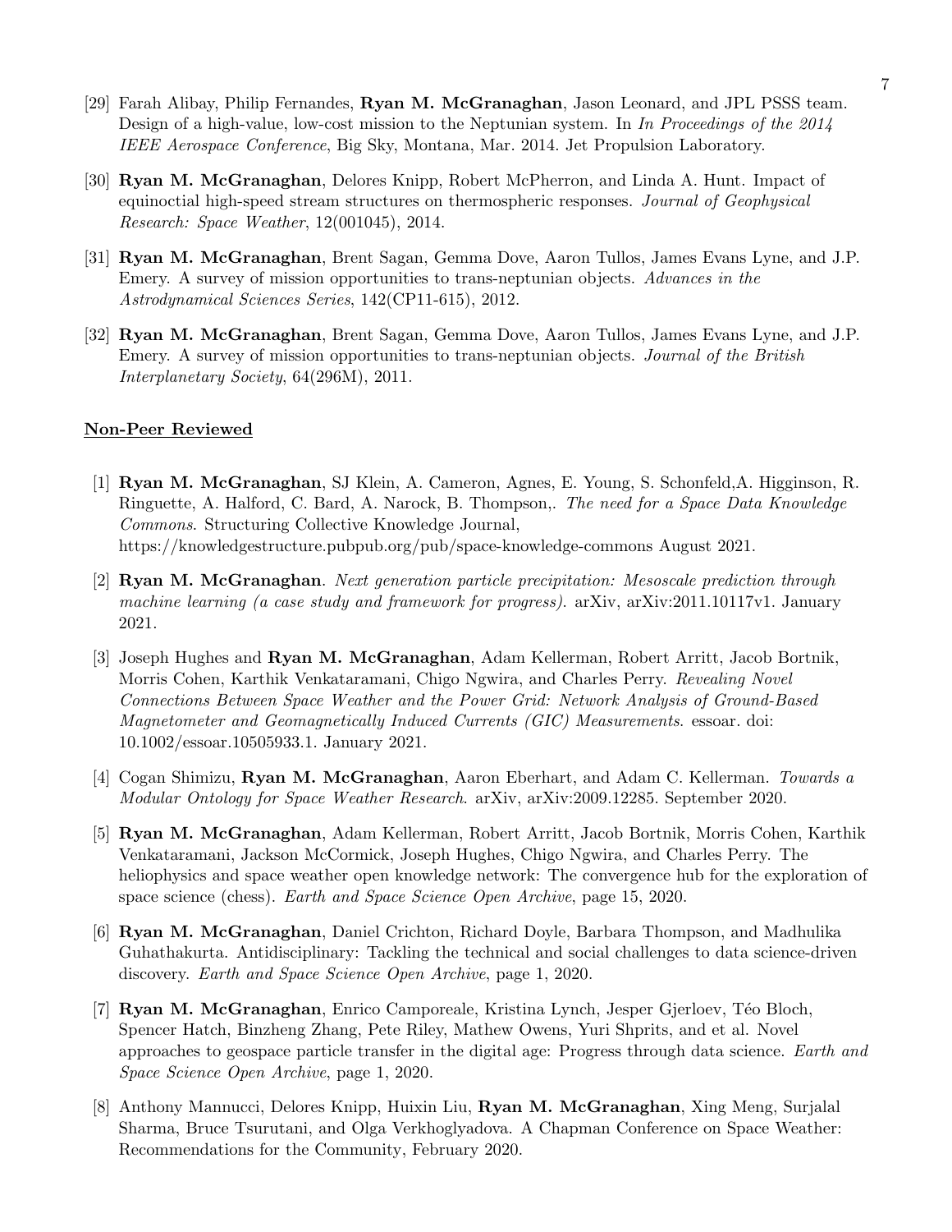[29] Farah Alibay, Philip Fernandes, **Ryan M. McGranaghan**, Jason Leonard, and JPL PSSS team. Design of a high-value, low-cost mission to the Neptunian system. In *In Proceedings of the 2014 IEEE Aerospace Conference*, Big Sky, Montana, Mar. 2014. Jet Propulsion Laboratory.

[30] **Ryan M. McGranaghan**, Delores Knipp, Robert McPherron, and Linda A. Hunt. Impact of equinoctial high-speed stream structures on thermospheric responses. *Journal of Geophysical Research: Space Weather*, 12(001045), 2014.

[31] **Ryan M. McGranaghan**, Brent Sagan, Gemma Dove, Aaron Tullos, James Evans Lyne, and J.P. Emery. A survey of mission opportunities to trans-neptunian objects. *Advances in the Astrodynamical Sciences Series*, 142(CP11-615), 2012.

[32] **Ryan M. McGranaghan**, Brent Sagan, Gemma Dove, Aaron Tullos, James Evans Lyne, and J.P. Emery. A survey of mission opportunities to trans-neptunian objects. *Journal of the British Interplanetary Society*, 64(296M), 2011.

## Non-Peer Reviewed

[1] **Ryan M. McGranaghan**, SJ Klein, A. Cameron, Agnes, E. Young, S. Schonfeld,A. Higginson, R. Ringuette, A. Halford, C. Bard, A. Narock, B. Thompson,. *The need for a Space Data Knowledge Commons*. Structuring Collective Knowledge Journal, https://knowledgestructure.pubpub.org/pub/space-knowledge-commons August 2021.

[2] **Ryan M. McGranaghan**. *Next generation particle precipitation: Mesoscale prediction through machine learning (a case study and framework for progress)*. arXiv, arXiv:2011.10117v1. January 2021.

[3] Joseph Hughes and **Ryan M. McGranaghan**, Adam Kellerman, Robert Arritt, Jacob Bortnik, Morris Cohen, Karthik Venkataramani, Chigo Ngwira, and Charles Perry. *Revealing Novel Connections Between Space Weather and the Power Grid: Network Analysis of Ground-Based Magnetometer and Geomagnetically Induced Currents (GIC) Measurements*. essoar. doi: 10.1002/essoar.10505933.1. January 2021.

[4] Cogan Shimizu, **Ryan M. McGranaghan**, Aaron Eberhart, and Adam C. Kellerman. *Towards a Modular Ontology for Space Weather Research*. arXiv, arXiv:2009.12285. September 2020.

[5] **Ryan M. McGranaghan**, Adam Kellerman, Robert Arritt, Jacob Bortnik, Morris Cohen, Karthik Venkataramani, Jackson McCormick, Joseph Hughes, Chigo Ngwira, and Charles Perry. The heliophysics and space weather open knowledge network: The convergence hub for the exploration of space science (chess). *Earth and Space Science Open Archive*, page 15, 2020.

[6] **Ryan M. McGranaghan**, Daniel Crichton, Richard Doyle, Barbara Thompson, and Madhulika Guhathakurta. Antidisciplinary: Tackling the technical and social challenges to data science-driven discovery. *Earth and Space Science Open Archive*, page 1, 2020.

[7] **Ryan M. McGranaghan**, Enrico Camporeale, Kristina Lynch, Jesper Gjerloev, Téo Bloch, Spencer Hatch, Binzheng Zhang, Pete Riley, Mathew Owens, Yuri Shprits, and et al. Novel approaches to geospace particle transfer in the digital age: Progress through data science. *Earth and Space Science Open Archive*, page 1, 2020.

[8] Anthony Mannucci, Delores Knipp, Huixin Liu, **Ryan M. McGranaghan**, Xing Meng, Surjalal Sharma, Bruce Tsurutani, and Olga Verkhoglyadova. A Chapman Conference on Space Weather: Recommendations for the Community, February 2020.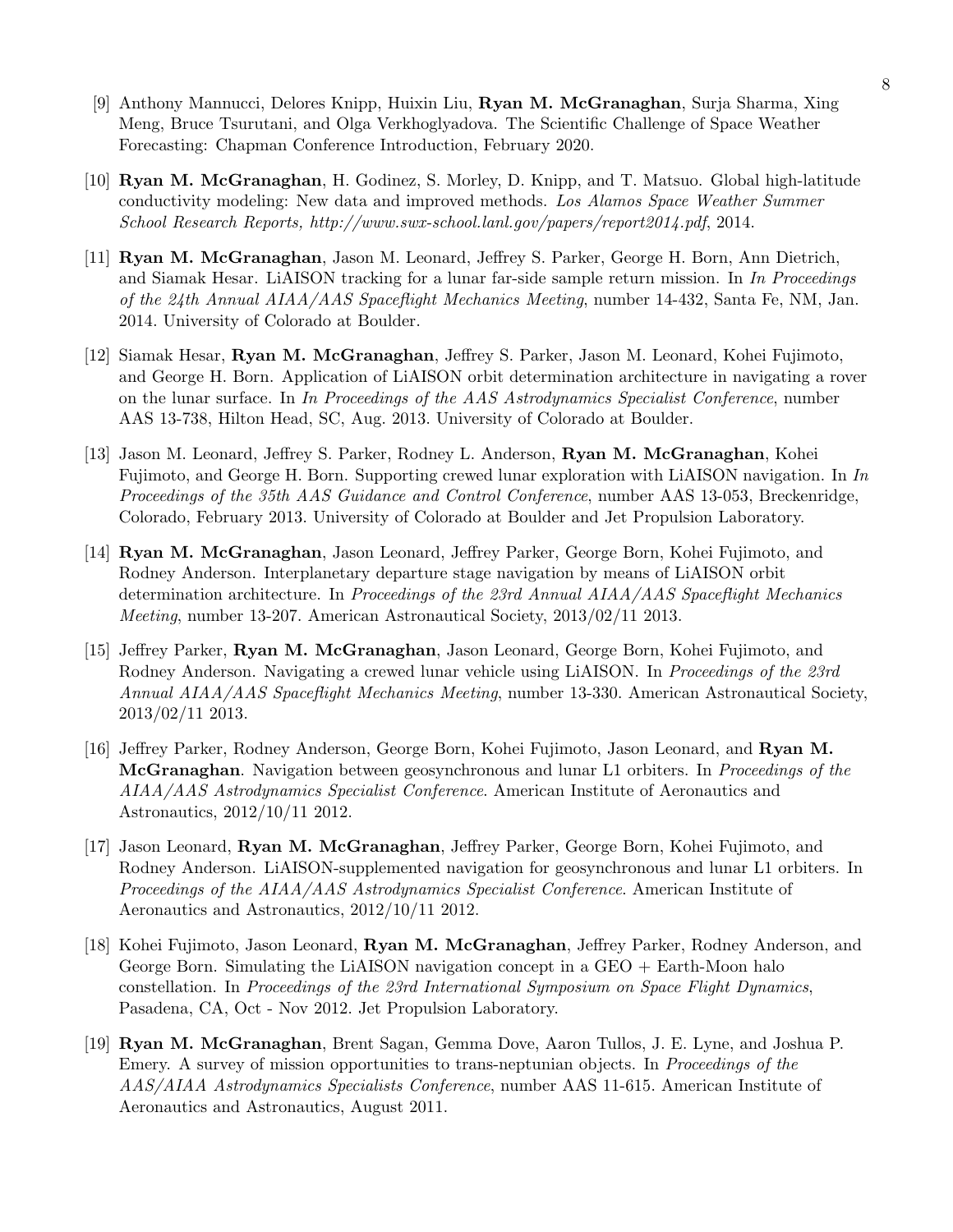[9] Anthony Mannucci, Delores Knipp, Huixin Liu, **Ryan M. McGranaghan**, Surja Sharma, Xing Meng, Bruce Tsurutani, and Olga Verkhoglyadova. The Scientific Challenge of Space Weather Forecasting: Chapman Conference Introduction, February 2020.

[10] **Ryan M. McGranaghan**, H. Godinez, S. Morley, D. Knipp, and T. Matsuo. Global high-latitude conductivity modeling: New data and improved methods. *Los Alamos Space Weather Summer School Research Reports, http://www.swx-school.lanl.gov/papers/report2014.pdf*, 2014.

[11] **Ryan M. McGranaghan**, Jason M. Leonard, Jeffrey S. Parker, George H. Born, Ann Dietrich, and Siamak Hesar. LiAISON tracking for a lunar far-side sample return mission. In *In Proceedings of the 24th Annual AIAA/AAS Spaceflight Mechanics Meeting*, number 14-432, Santa Fe, NM, Jan. 2014. University of Colorado at Boulder.

[12] Siamak Hesar, **Ryan M. McGranaghan**, Jeffrey S. Parker, Jason M. Leonard, Kohei Fujimoto, and George H. Born. Application of LiAISON orbit determination architecture in navigating a rover on the lunar surface. In *In Proceedings of the AAS Astrodynamics Specialist Conference*, number AAS 13-738, Hilton Head, SC, Aug. 2013. University of Colorado at Boulder.

[13] Jason M. Leonard, Jeffrey S. Parker, Rodney L. Anderson, **Ryan M. McGranaghan**, Kohei Fujimoto, and George H. Born. Supporting crewed lunar exploration with LiAISON navigation. In *In Proceedings of the 35th AAS Guidance and Control Conference*, number AAS 13-053, Breckenridge, Colorado, February 2013. University of Colorado at Boulder and Jet Propulsion Laboratory.

[14] **Ryan M. McGranaghan**, Jason Leonard, Jeffrey Parker, George Born, Kohei Fujimoto, and Rodney Anderson. Interplanetary departure stage navigation by means of LiAISON orbit determination architecture. In *Proceedings of the 23rd Annual AIAA/AAS Spaceflight Mechanics Meeting*, number 13-207. American Astronautical Society, 2013/02/11 2013.

[15] Jeffrey Parker, **Ryan M. McGranaghan**, Jason Leonard, George Born, Kohei Fujimoto, and Rodney Anderson. Navigating a crewed lunar vehicle using LiAISON. In *Proceedings of the 23rd Annual AIAA/AAS Spaceflight Mechanics Meeting*, number 13-330. American Astronautical Society, 2013/02/11 2013.

[16] Jeffrey Parker, Rodney Anderson, George Born, Kohei Fujimoto, Jason Leonard, and **Ryan M. McGranaghan**. Navigation between geosynchronous and lunar L1 orbiters. In *Proceedings of the AIAA/AAS Astrodynamics Specialist Conference*. American Institute of Aeronautics and Astronautics, 2012/10/11 2012.

[17] Jason Leonard, **Ryan M. McGranaghan**, Jeffrey Parker, George Born, Kohei Fujimoto, and Rodney Anderson. LiAISON-supplemented navigation for geosynchronous and lunar L1 orbiters. In *Proceedings of the AIAA/AAS Astrodynamics Specialist Conference*. American Institute of Aeronautics and Astronautics, 2012/10/11 2012.

[18] Kohei Fujimoto, Jason Leonard, **Ryan M. McGranaghan**, Jeffrey Parker, Rodney Anderson, and George Born. Simulating the LiAISON navigation concept in a GEO + Earth-Moon halo constellation. In *Proceedings of the 23rd International Symposium on Space Flight Dynamics*, Pasadena, CA, Oct - Nov 2012. Jet Propulsion Laboratory.

[19] **Ryan M. McGranaghan**, Brent Sagan, Gemma Dove, Aaron Tullos, J. E. Lyne, and Joshua P. Emery. A survey of mission opportunities to trans-neptunian objects. In *Proceedings of the AAS/AIAA Astrodynamics Specialists Conference*, number AAS 11-615. American Institute of Aeronautics and Astronautics, August 2011.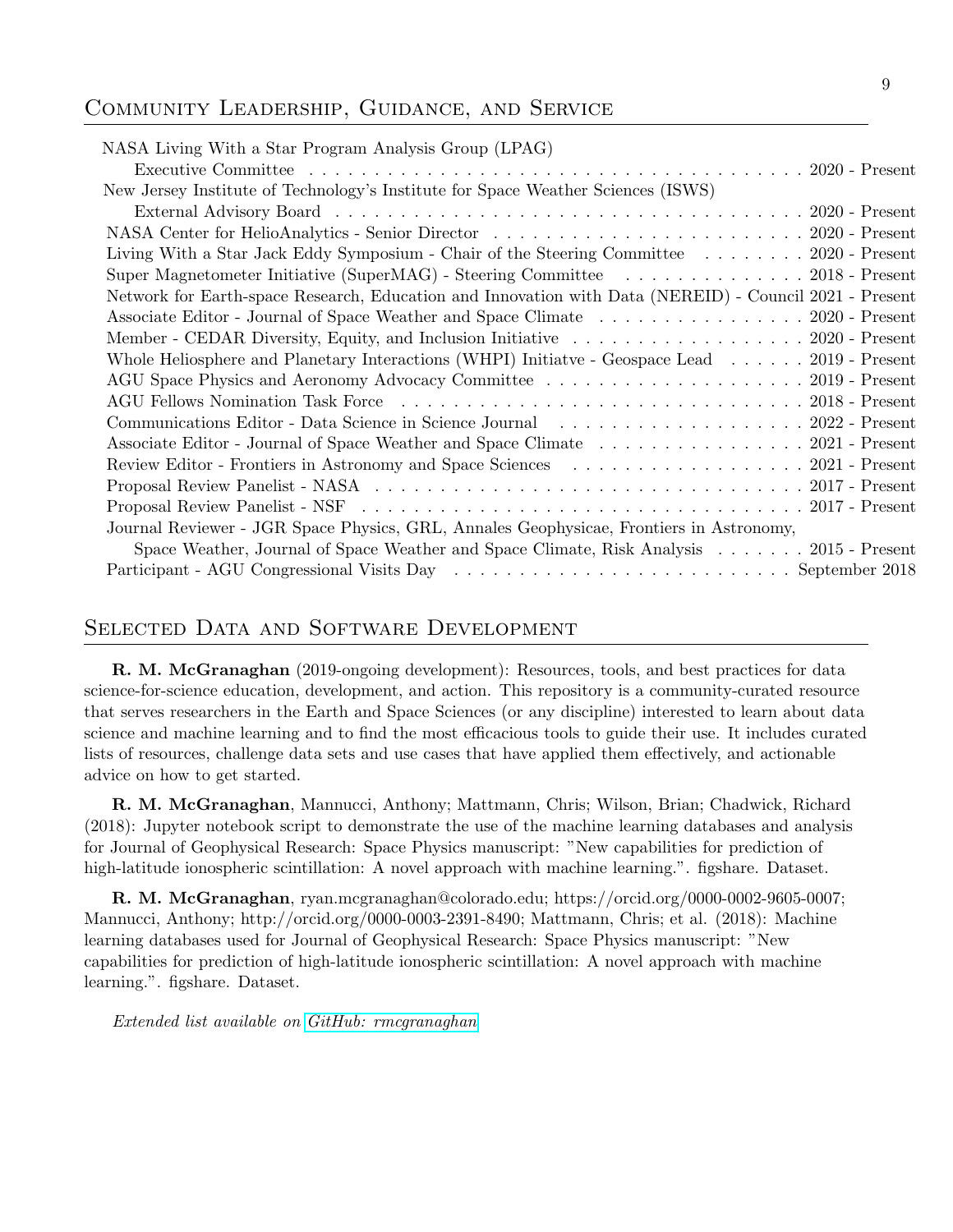## Community Leadership, Guidance, and Service

- NASA Living With a Star Program Analysis Group (LPAG) Executive Committee . . . 2020 - Present
- New Jersey Institute of Technology's Institute for Space Weather Sciences (ISWS) External Advisory Board . . . 2020 - Present
- NASA Center for HelioAnalytics - Senior Director . . . 2020 - Present
- Living With a Star Jack Eddy Symposium - Chair of the Steering Committee . . . 2020 - Present
- Super Magnetometer Initiative (SuperMAG) - Steering Committee . . . 2018 - Present
- Network for Earth-space Research, Education and Innovation with Data (NEREID) - Council 2021 - Present
- Associate Editor - Journal of Space Weather and Space Climate . . . 2020 - Present
- Member - CEDAR Diversity, Equity, and Inclusion Initiative . . . 2020 - Present
- Whole Heliosphere and Planetary Interactions (WHPI) Initiatve - Geospace Lead . . . 2019 - Present
- AGU Space Physics and Aeronomy Advocacy Committee . . . 2019 - Present
- AGU Fellows Nomination Task Force . . . 2018 - Present
- Communications Editor - Data Science in Science Journal . . . 2022 - Present
- Associate Editor - Journal of Space Weather and Space Climate . . . 2021 - Present
- Review Editor - Frontiers in Astronomy and Space Sciences . . . 2021 - Present
- Proposal Review Panelist - NASA . . . 2017 - Present
- Proposal Review Panelist - NSF . . . 2017 - Present
- Journal Reviewer - JGR Space Physics, GRL, Annales Geophysicae, Frontiers in Astronomy, Space Weather, Journal of Space Weather and Space Climate, Risk Analysis . . . 2015 - Present
- Participant - AGU Congressional Visits Day . . . September 2018

## Selected Data and Software Development

**R. M. McGranaghan** (2019-ongoing development): Resources, tools, and best practices for data science-for-science education, development, and action. This repository is a community-curated resource that serves researchers in the Earth and Space Sciences (or any discipline) interested to learn about data science and machine learning and to find the most efficacious tools to guide their use. It includes curated lists of resources, challenge data sets and use cases that have applied them effectively, and actionable advice on how to get started.

**R. M. McGranaghan**, Mannucci, Anthony; Mattmann, Chris; Wilson, Brian; Chadwick, Richard (2018): Jupyter notebook script to demonstrate the use of the machine learning databases and analysis for Journal of Geophysical Research: Space Physics manuscript: "New capabilities for prediction of high-latitude ionospheric scintillation: A novel approach with machine learning.". figshare. Dataset.

**R. M. McGranaghan**, ryan.mcgranaghan@colorado.edu; https://orcid.org/0000-0002-9605-0007; Mannucci, Anthony; http://orcid.org/0000-0003-2391-8490; Mattmann, Chris; et al. (2018): Machine learning databases used for Journal of Geophysical Research: Space Physics manuscript: "New capabilities for prediction of high-latitude ionospheric scintillation: A novel approach with machine learning.". figshare. Dataset.

*Extended list available on GitHub: rmcgranaghan*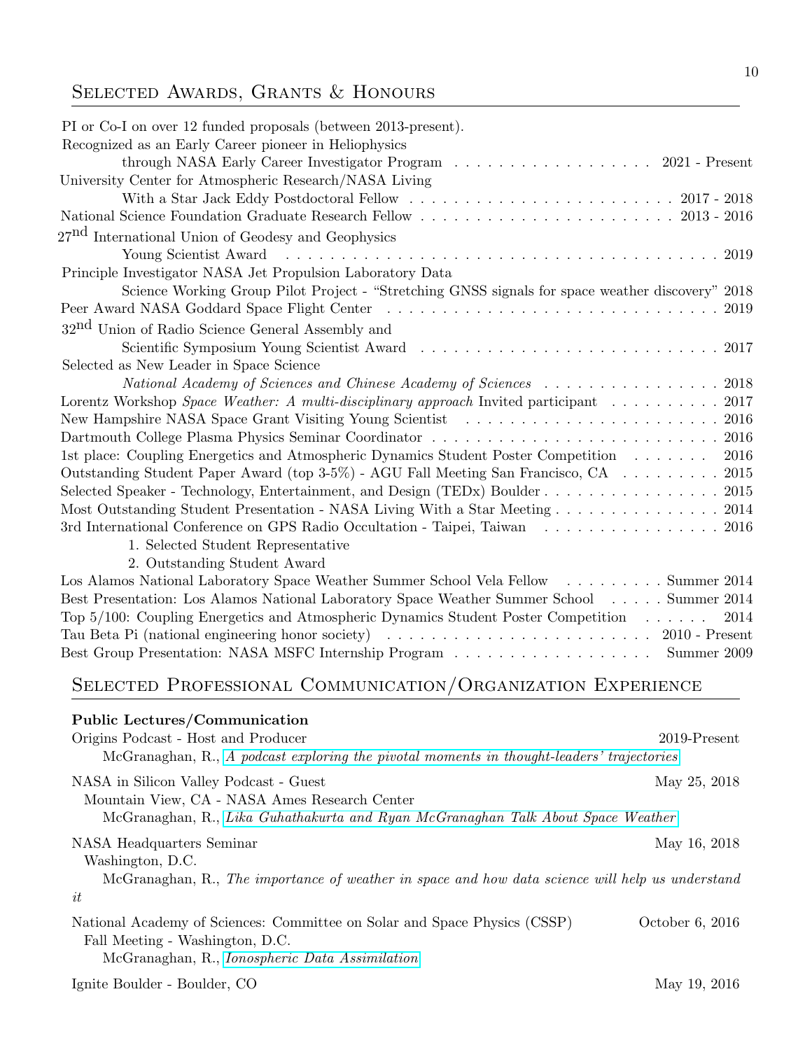## Selected Awards, Grants & Honours

PI or Co-I on over 12 funded proposals (between 2013-present).

Recognized as an Early Career pioneer in Heliophysics through NASA Early Career Investigator Program . . . 2021 - Present

University Center for Atmospheric Research/NASA Living With a Star Jack Eddy Postdoctoral Fellow . . . 2017 - 2018

National Science Foundation Graduate Research Fellow . . . 2013 - 2016

27th International Union of Geodesy and Geophysics Young Scientist Award . . . 2019

Principle Investigator NASA Jet Propulsion Laboratory Data Science Working Group Pilot Project - "Stretching GNSS signals for space weather discovery" 2018

Peer Award NASA Goddard Space Flight Center . . . 2019

32nd Union of Radio Science General Assembly and Scientific Symposium Young Scientist Award . . . 2017

Selected as New Leader in Space Science *National Academy of Sciences and Chinese Academy of Sciences* . . . 2018

Lorentz Workshop *Space Weather: A multi-disciplinary approach* Invited participant . . . 2017

New Hampshire NASA Space Grant Visiting Young Scientist . . . 2016

Dartmouth College Plasma Physics Seminar Coordinator . . . 2016

1st place: Coupling Energetics and Atmospheric Dynamics Student Poster Competition . . . 2016

Outstanding Student Paper Award (top 3-5%) - AGU Fall Meeting San Francisco, CA . . . 2015

Selected Speaker - Technology, Entertainment, and Design (TEDx) Boulder . . . 2015

Most Outstanding Student Presentation - NASA Living With a Star Meeting . . . 2014

3rd International Conference on GPS Radio Occultation - Taipei, Taiwan . . . 2016

1. Selected Student Representative
2. Outstanding Student Award

Los Alamos National Laboratory Space Weather Summer School Vela Fellow . . . Summer 2014

Best Presentation: Los Alamos National Laboratory Space Weather Summer School . . . Summer 2014

Top 5/100: Coupling Energetics and Atmospheric Dynamics Student Poster Competition . . . 2014

Tau Beta Pi (national engineering honor society) . . . 2010 - Present

Best Group Presentation: NASA MSFC Internship Program . . . Summer 2009

## Selected Professional Communication/Organization Experience

**Public Lectures/Communication**

Origins Podcast - Host and Producer — 2019-Present
McGranaghan, R., *A podcast exploring the pivotal moments in thought-leaders' trajectories*

NASA in Silicon Valley Podcast - Guest — May 25, 2018
Mountain View, CA - NASA Ames Research Center
McGranaghan, R., *Lika Guhathakurta and Ryan McGranaghan Talk About Space Weather*

NASA Headquarters Seminar — May 16, 2018
Washington, D.C.
McGranaghan, R., *The importance of weather in space and how data science will help us understand it*

National Academy of Sciences: Committee on Solar and Space Physics (CSSP) — October 6, 2016
Fall Meeting - Washington, D.C.
McGranaghan, R., *Ionospheric Data Assimilation*

Ignite Boulder - Boulder, CO — May 19, 2016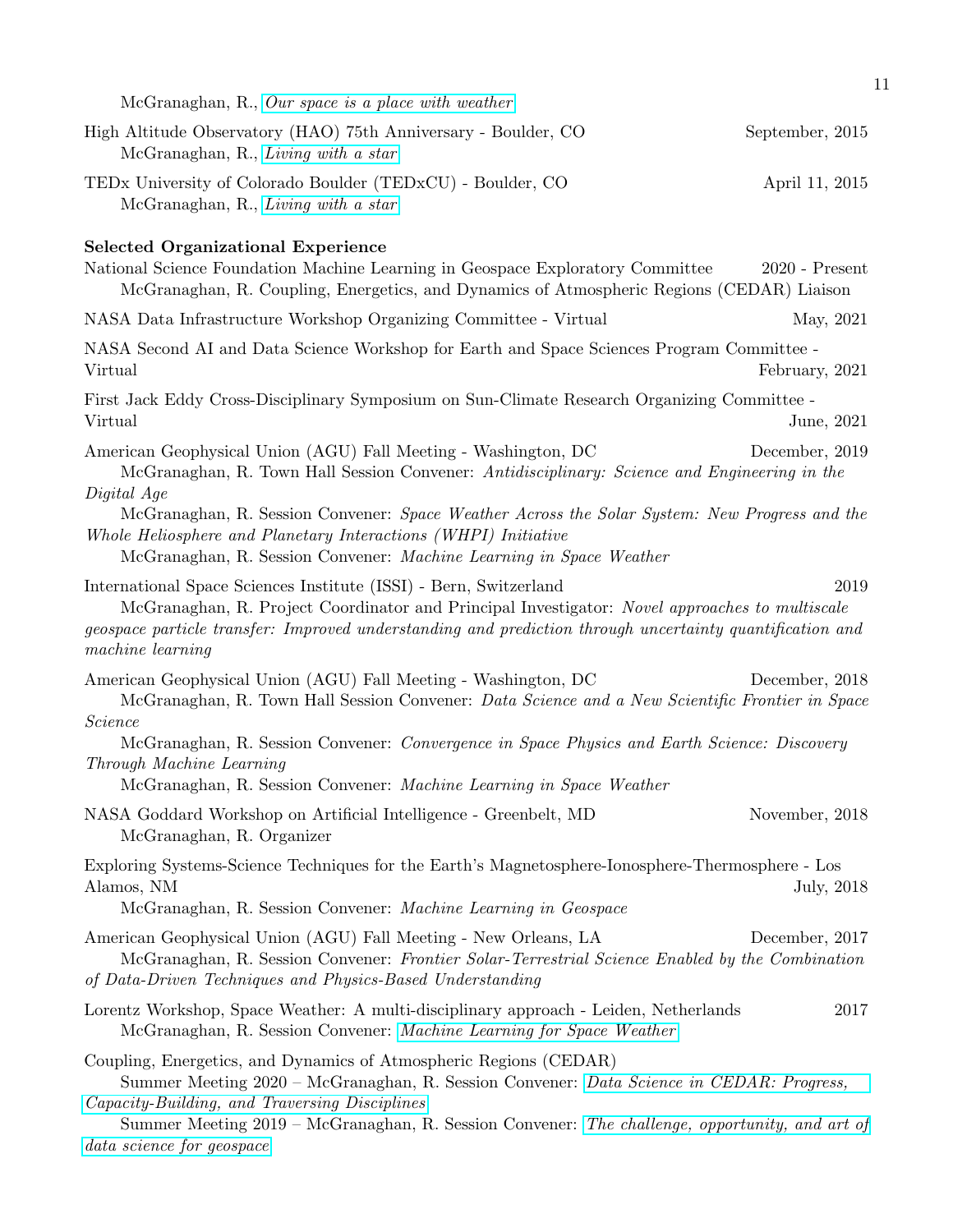McGranaghan, R., *Our space is a place with weather*

High Altitude Observatory (HAO) 75th Anniversary - Boulder, CO — September, 2015
McGranaghan, R., *Living with a star*

TEDx University of Colorado Boulder (TEDxCU) - Boulder, CO — April 11, 2015
McGranaghan, R., *Living with a star*

**Selected Organizational Experience**

National Science Foundation Machine Learning in Geospace Exploratory Committee — 2020 - Present
McGranaghan, R. Coupling, Energetics, and Dynamics of Atmospheric Regions (CEDAR) Liaison

NASA Data Infrastructure Workshop Organizing Committee - Virtual — May, 2021

NASA Second AI and Data Science Workshop for Earth and Space Sciences Program Committee - Virtual — February, 2021

First Jack Eddy Cross-Disciplinary Symposium on Sun-Climate Research Organizing Committee - Virtual — June, 2021

American Geophysical Union (AGU) Fall Meeting - Washington, DC — December, 2019
McGranaghan, R. Town Hall Session Convener: *Antidisciplinary: Science and Engineering in the Digital Age*
McGranaghan, R. Session Convener: *Space Weather Across the Solar System: New Progress and the Whole Heliosphere and Planetary Interactions (WHPI) Initiative*
McGranaghan, R. Session Convener: *Machine Learning in Space Weather*

International Space Sciences Institute (ISSI) - Bern, Switzerland — 2019
McGranaghan, R. Project Coordinator and Principal Investigator: *Novel approaches to multiscale geospace particle transfer: Improved understanding and prediction through uncertainty quantification and machine learning*

American Geophysical Union (AGU) Fall Meeting - Washington, DC — December, 2018
McGranaghan, R. Town Hall Session Convener: *Data Science and a New Scientific Frontier in Space Science*
McGranaghan, R. Session Convener: *Convergence in Space Physics and Earth Science: Discovery Through Machine Learning*
McGranaghan, R. Session Convener: *Machine Learning in Space Weather*

NASA Goddard Workshop on Artificial Intelligence - Greenbelt, MD — November, 2018
McGranaghan, R. Organizer

Exploring Systems-Science Techniques for the Earth's Magnetosphere-Ionosphere-Thermosphere - Los Alamos, NM — July, 2018
McGranaghan, R. Session Convener: *Machine Learning in Geospace*

American Geophysical Union (AGU) Fall Meeting - New Orleans, LA — December, 2017
McGranaghan, R. Session Convener: *Frontier Solar-Terrestrial Science Enabled by the Combination of Data-Driven Techniques and Physics-Based Understanding*

Lorentz Workshop, Space Weather: A multi-disciplinary approach - Leiden, Netherlands — 2017
McGranaghan, R. Session Convener: *Machine Learning for Space Weather*

Coupling, Energetics, and Dynamics of Atmospheric Regions (CEDAR)
Summer Meeting 2020 – McGranaghan, R. Session Convener: *Data Science in CEDAR: Progress, Capacity-Building, and Traversing Disciplines*
Summer Meeting 2019 – McGranaghan, R. Session Convener: *The challenge, opportunity, and art of data science for geospace*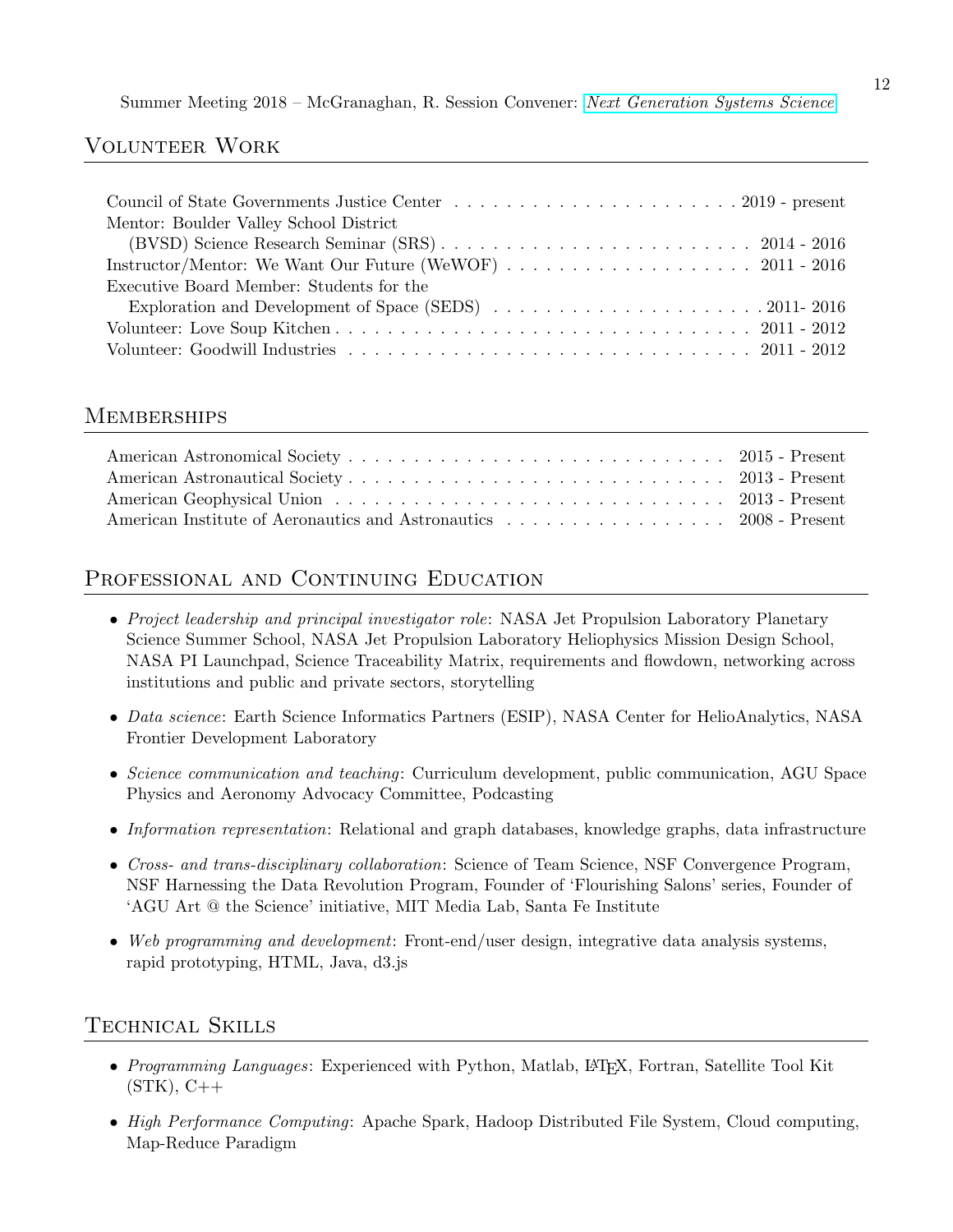Summer Meeting 2018 – McGranaghan, R. Session Convener: *Next Generation Systems Science*

## Volunteer Work

- Council of State Governments Justice Center . . . 2019 - present
- Mentor: Boulder Valley School District (BVSD) Science Research Seminar (SRS) . . . 2014 - 2016
- Instructor/Mentor: We Want Our Future (WeWOF) . . . 2011 - 2016
- Executive Board Member: Students for the Exploration and Development of Space (SEDS) . . . 2011- 2016
- Volunteer: Love Soup Kitchen . . . 2011 - 2012
- Volunteer: Goodwill Industries . . . 2011 - 2012

## Memberships

- American Astronomical Society . . . 2015 - Present
- American Astronautical Society . . . 2013 - Present
- American Geophysical Union . . . 2013 - Present
- American Institute of Aeronautics and Astronautics . . . 2008 - Present

## Professional and Continuing Education

- *Project leadership and principal investigator role*: NASA Jet Propulsion Laboratory Planetary Science Summer School, NASA Jet Propulsion Laboratory Heliophysics Mission Design School, NASA PI Launchpad, Science Traceability Matrix, requirements and flowdown, networking across institutions and public and private sectors, storytelling
- *Data science*: Earth Science Informatics Partners (ESIP), NASA Center for HelioAnalytics, NASA Frontier Development Laboratory
- *Science communication and teaching*: Curriculum development, public communication, AGU Space Physics and Aeronomy Advocacy Committee, Podcasting
- *Information representation*: Relational and graph databases, knowledge graphs, data infrastructure
- *Cross- and trans-disciplinary collaboration*: Science of Team Science, NSF Convergence Program, NSF Harnessing the Data Revolution Program, Founder of 'Flourishing Salons' series, Founder of 'AGU Art @ the Science' initiative, MIT Media Lab, Santa Fe Institute
- *Web programming and development*: Front-end/user design, integrative data analysis systems, rapid prototyping, HTML, Java, d3.js

## Technical Skills

- *Programming Languages*: Experienced with Python, Matlab, LaTeX, Fortran, Satellite Tool Kit (STK), C++
- *High Performance Computing*: Apache Spark, Hadoop Distributed File System, Cloud computing, Map-Reduce Paradigm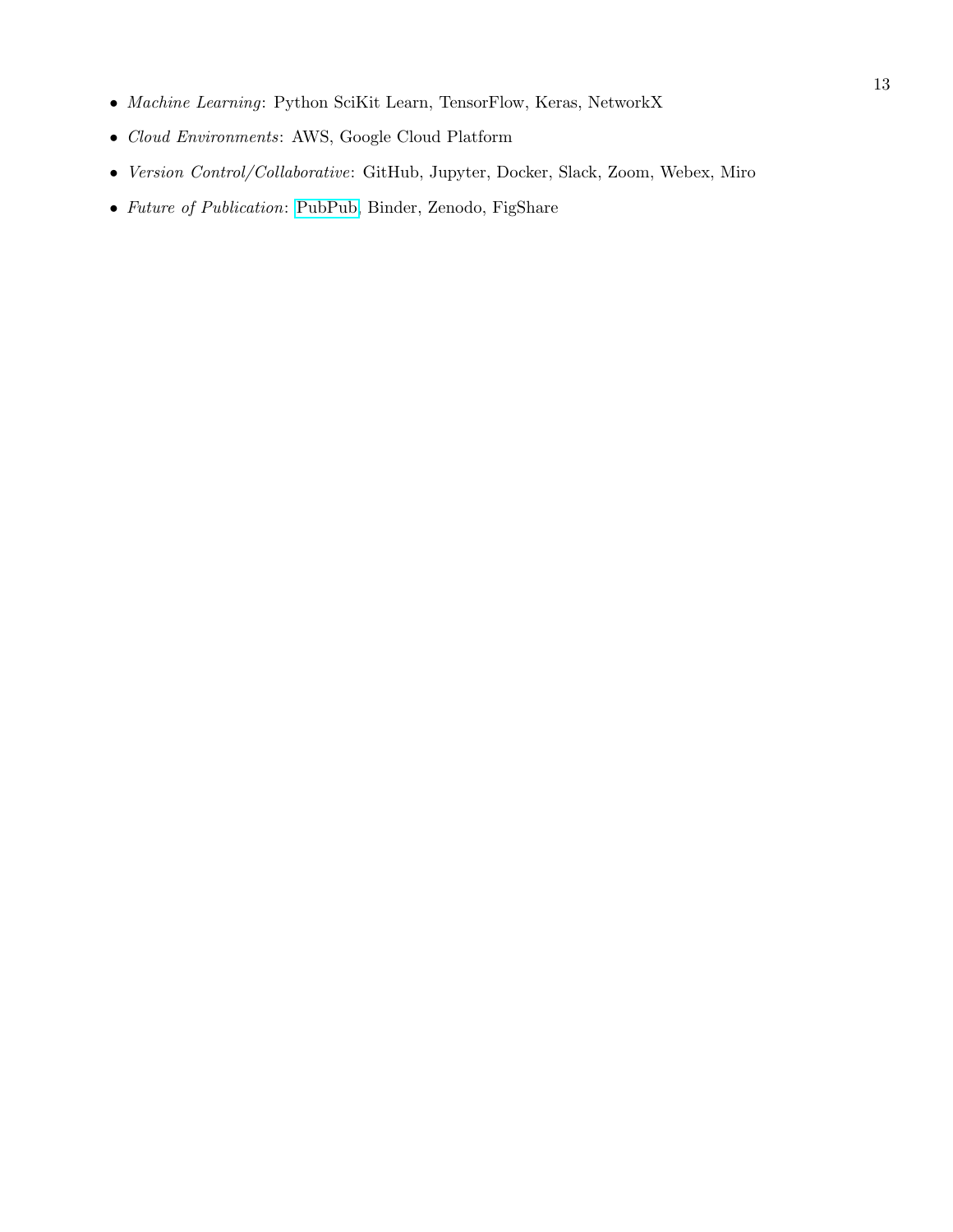- *Machine Learning*: Python SciKit Learn, TensorFlow, Keras, NetworkX
- *Cloud Environments*: AWS, Google Cloud Platform
- *Version Control/Collaborative*: GitHub, Jupyter, Docker, Slack, Zoom, Webex, Miro
- *Future of Publication*: PubPub, Binder, Zenodo, FigShare